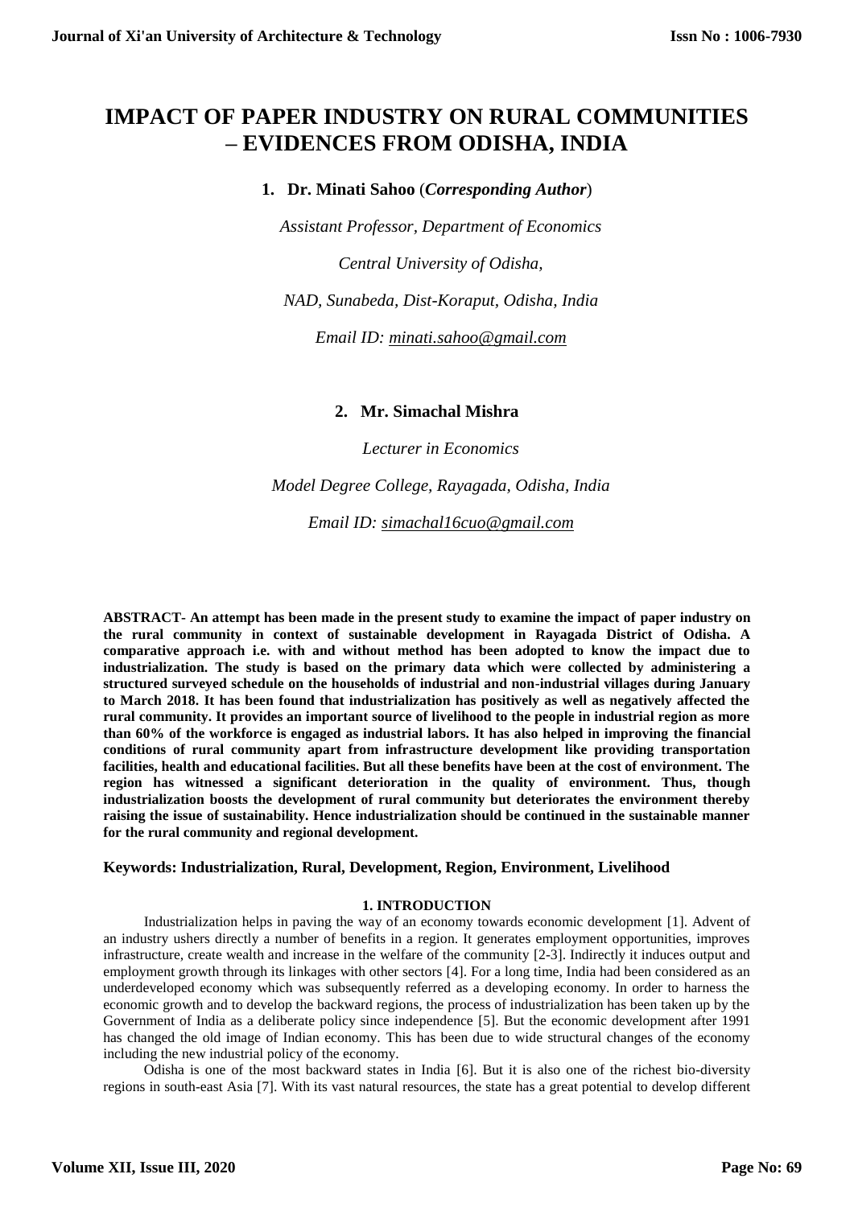# IMPACT OF PAPER INDUSTRY ON RURAL COMMUNITIES – EVIDENCES FROM ODISHA, INDIA

**1. Dr. Minati Sahoo** (***Corresponding Author***)

*Assistant Professor, Department of Economics*

*Central University of Odisha,*

*NAD, Sunabeda, Dist-Koraput, Odisha, India*

*Email ID: minati.sahoo@gmail.com*

**2. Mr. Simachal Mishra**

*Lecturer in Economics*

*Model Degree College, Rayagada, Odisha, India*

*Email ID: simachal16cuo@gmail.com*

**ABSTRACT- An attempt has been made in the present study to examine the impact of paper industry on the rural community in context of sustainable development in Rayagada District of Odisha. A comparative approach i.e. with and without method has been adopted to know the impact due to industrialization. The study is based on the primary data which were collected by administering a structured surveyed schedule on the households of industrial and non-industrial villages during January to March 2018. It has been found that industrialization has positively as well as negatively affected the rural community. It provides an important source of livelihood to the people in industrial region as more than 60% of the workforce is engaged as industrial labors. It has also helped in improving the financial conditions of rural community apart from infrastructure development like providing transportation facilities, health and educational facilities. But all these benefits have been at the cost of environment. The region has witnessed a significant deterioration in the quality of environment. Thus, though industrialization boosts the development of rural community but deteriorates the environment thereby raising the issue of sustainability. Hence industrialization should be continued in the sustainable manner for the rural community and regional development.**

**Keywords: Industrialization, Rural, Development, Region, Environment, Livelihood**

## 1. INTRODUCTION

Industrialization helps in paving the way of an economy towards economic development [1]. Advent of an industry ushers directly a number of benefits in a region. It generates employment opportunities, improves infrastructure, create wealth and increase in the welfare of the community [2-3]. Indirectly it induces output and employment growth through its linkages with other sectors [4]. For a long time, India had been considered as an underdeveloped economy which was subsequently referred as a developing economy. In order to harness the economic growth and to develop the backward regions, the process of industrialization has been taken up by the Government of India as a deliberate policy since independence [5]. But the economic development after 1991 has changed the old image of Indian economy. This has been due to wide structural changes of the economy including the new industrial policy of the economy.

Odisha is one of the most backward states in India [6]. But it is also one of the richest bio-diversity regions in south-east Asia [7]. With its vast natural resources, the state has a great potential to develop different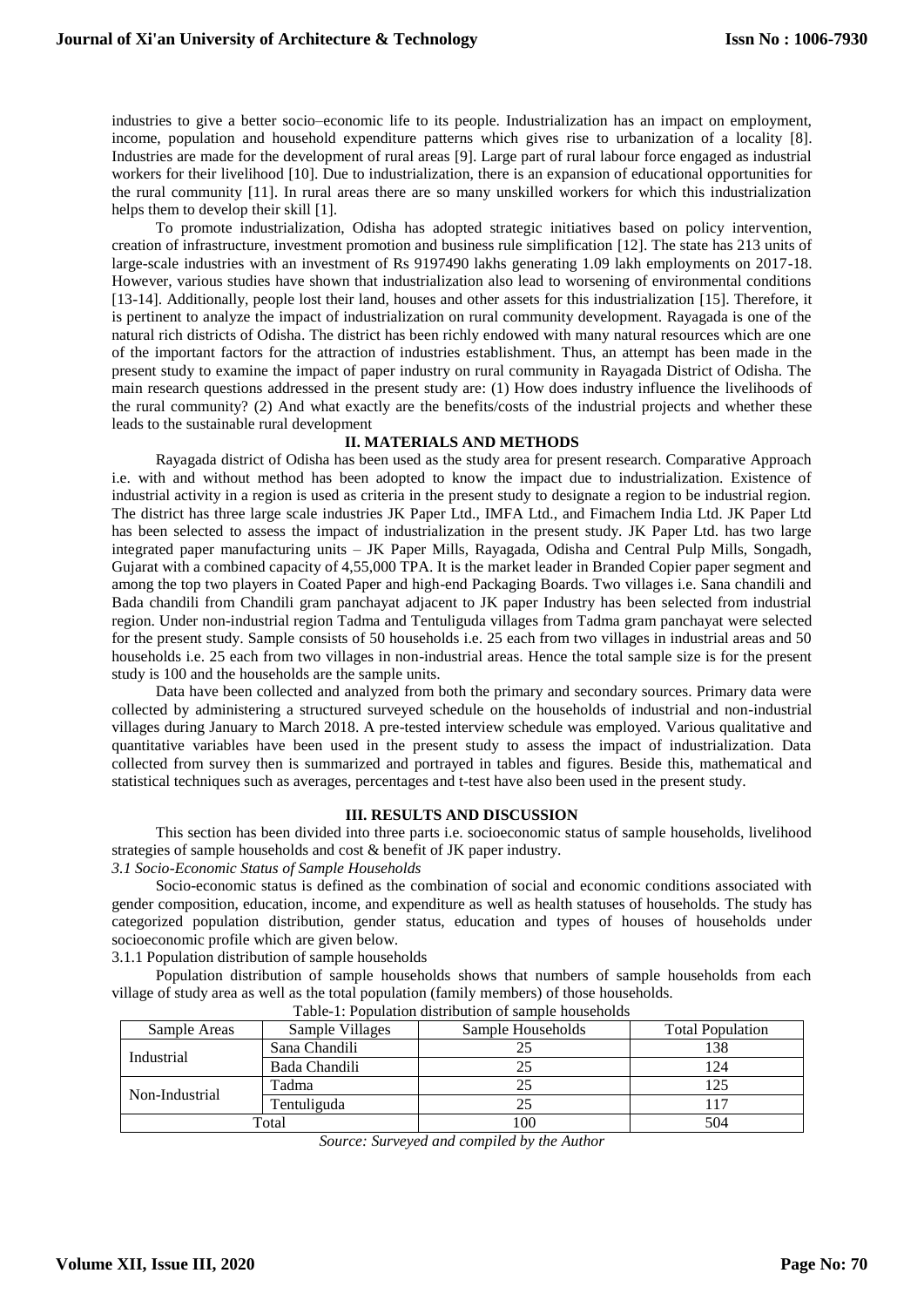industries to give a better socio–economic life to its people. Industrialization has an impact on employment, income, population and household expenditure patterns which gives rise to urbanization of a locality [8]. Industries are made for the development of rural areas [9]. Large part of rural labour force engaged as industrial workers for their livelihood [10]. Due to industrialization, there is an expansion of educational opportunities for the rural community [11]. In rural areas there are so many unskilled workers for which this industrialization helps them to develop their skill [1].

To promote industrialization, Odisha has adopted strategic initiatives based on policy intervention, creation of infrastructure, investment promotion and business rule simplification [12]. The state has 213 units of large-scale industries with an investment of Rs 9197490 lakhs generating 1.09 lakh employments on 2017-18. However, various studies have shown that industrialization also lead to worsening of environmental conditions [13-14]. Additionally, people lost their land, houses and other assets for this industrialization [15]. Therefore, it is pertinent to analyze the impact of industrialization on rural community development. Rayagada is one of the natural rich districts of Odisha. The district has been richly endowed with many natural resources which are one of the important factors for the attraction of industries establishment. Thus, an attempt has been made in the present study to examine the impact of paper industry on rural community in Rayagada District of Odisha. The main research questions addressed in the present study are: (1) How does industry influence the livelihoods of the rural community? (2) And what exactly are the benefits/costs of the industrial projects and whether these leads to the sustainable rural development

## II. MATERIALS AND METHODS

Rayagada district of Odisha has been used as the study area for present research. Comparative Approach i.e. with and without method has been adopted to know the impact due to industrialization. Existence of industrial activity in a region is used as criteria in the present study to designate a region to be industrial region. The district has three large scale industries JK Paper Ltd., IMFA Ltd., and Fimachem India Ltd. JK Paper Ltd has been selected to assess the impact of industrialization in the present study. JK Paper Ltd. has two large integrated paper manufacturing units – JK Paper Mills, Rayagada, Odisha and Central Pulp Mills, Songadh, Gujarat with a combined capacity of 4,55,000 TPA. It is the market leader in Branded Copier paper segment and among the top two players in Coated Paper and high-end Packaging Boards. Two villages i.e. Sana chandili and Bada chandili from Chandili gram panchayat adjacent to JK paper Industry has been selected from industrial region. Under non-industrial region Tadma and Tentuliguda villages from Tadma gram panchayat were selected for the present study. Sample consists of 50 households i.e. 25 each from two villages in industrial areas and 50 households i.e. 25 each from two villages in non-industrial areas. Hence the total sample size is for the present study is 100 and the households are the sample units.

Data have been collected and analyzed from both the primary and secondary sources. Primary data were collected by administering a structured surveyed schedule on the households of industrial and non-industrial villages during January to March 2018. A pre-tested interview schedule was employed. Various qualitative and quantitative variables have been used in the present study to assess the impact of industrialization. Data collected from survey then is summarized and portrayed in tables and figures. Beside this, mathematical and statistical techniques such as averages, percentages and t-test have also been used in the present study.

## III. RESULTS AND DISCUSSION

This section has been divided into three parts i.e. socioeconomic status of sample households, livelihood strategies of sample households and cost & benefit of JK paper industry.

### *3.1 Socio-Economic Status of Sample Households*

Socio-economic status is defined as the combination of social and economic conditions associated with gender composition, education, income, and expenditure as well as health statuses of households. The study has categorized population distribution, gender status, education and types of houses of households under socioeconomic profile which are given below.

#### 3.1.1 Population distribution of sample households

Population distribution of sample households shows that numbers of sample households from each village of study area as well as the total population (family members) of those households.

Table-1: Population distribution of sample households

| Sample Areas | Sample Villages | Sample Households | Total Population |
|---|---|---|---|
| Industrial | Sana Chandili | 25 | 138 |
| | Bada Chandili | 25 | 124 |
| Non-Industrial | Tadma | 25 | 125 |
| | Tentuliguda | 25 | 117 |
| Total | | 100 | 504 |

*Source: Surveyed and compiled by the Author*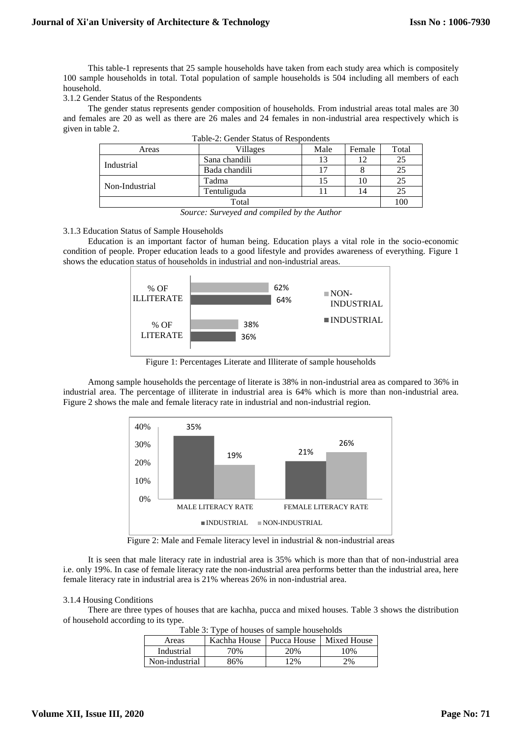This table-1 represents that 25 sample households have taken from each study area which is compositely 100 sample households in total. Total population of sample households is 504 including all members of each household.

3.1.2 Gender Status of the Respondents

The gender status represents gender composition of households. From industrial areas total males are 30 and females are 20 as well as there are 26 males and 24 females in non-industrial area respectively which is given in table 2.

Table-2: Gender Status of Respondents

| Areas | Villages | Male | Female | Total |
|---|---|---|---|---|
| Industrial | Sana chandili | 13 | 12 | 25 |
| | Bada chandili | 17 | 8 | 25 |
| Non-Industrial | Tadma | 15 | 10 | 25 |
| | Tentuliguda | 11 | 14 | 25 |
| Total | | | | 100 |

*Source: Surveyed and compiled by the Author*

3.1.3 Education Status of Sample Households

Education is an important factor of human being. Education plays a vital role in the socio-economic condition of people. Proper education leads to a good lifestyle and provides awareness of everything. Figure 1 shows the education status of households in industrial and non-industrial areas.

Figure 1: Percentages Literate and Illiterate of sample households

Among sample households the percentage of literate is 38% in non-industrial area as compared to 36% in industrial area. The percentage of illiterate in industrial area is 64% which is more than non-industrial area. Figure 2 shows the male and female literacy rate in industrial and non-industrial region.

Figure 2: Male and Female literacy level in industrial & non-industrial areas

It is seen that male literacy rate in industrial area is 35% which is more than that of non-industrial area i.e. only 19%. In case of female literacy rate the non-industrial area performs better than the industrial area, here female literacy rate in industrial area is 21% whereas 26% in non-industrial area.

3.1.4 Housing Conditions

There are three types of houses that are kachha, pucca and mixed houses. Table 3 shows the distribution of household according to its type.

Table 3: Type of houses of sample households

| Areas | Kachha House | Pucca House | Mixed House |
|---|---|---|---|
| Industrial | 70% | 20% | 10% |
| Non-industrial | 86% | 12% | 2% |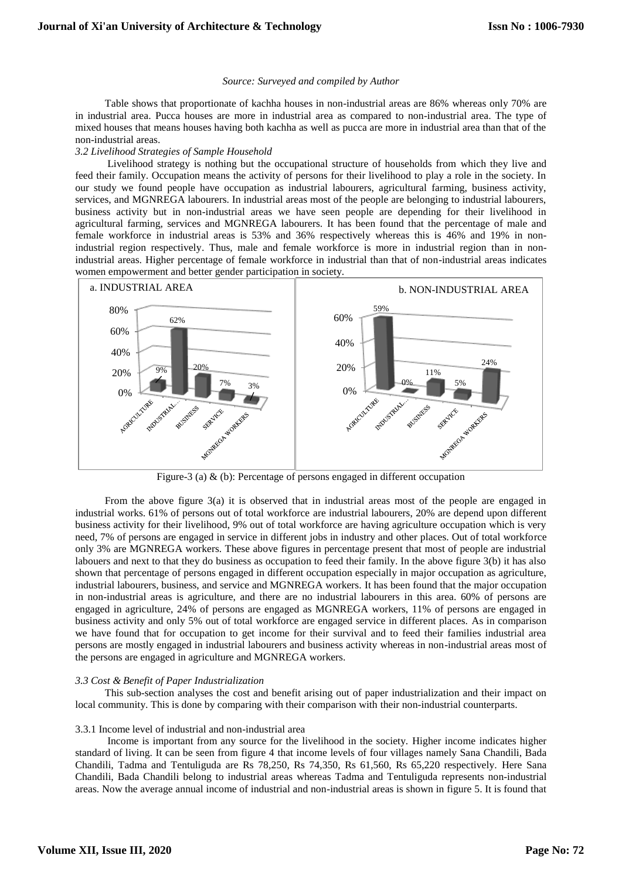*Source: Surveyed and compiled by Author*

Table shows that proportionate of kachha houses in non-industrial areas are 86% whereas only 70% are in industrial area. Pucca houses are more in industrial area as compared to non-industrial area. The type of mixed houses that means houses having both kachha as well as pucca are more in industrial area than that of the non-industrial areas.

*3.2 Livelihood Strategies of Sample Household*

Livelihood strategy is nothing but the occupational structure of households from which they live and feed their family. Occupation means the activity of persons for their livelihood to play a role in the society. In our study we found people have occupation as industrial labourers, agricultural farming, business activity, services, and MGNREGA labourers. In industrial areas most of the people are belonging to industrial labourers, business activity but in non-industrial areas we have seen people are depending for their livelihood in agricultural farming, services and MGNREGA labourers. It has been found that the percentage of male and female workforce in industrial areas is 53% and 36% respectively whereas this is 46% and 19% in non-industrial region respectively. Thus, male and female workforce is more in industrial region than in non-industrial areas. Higher percentage of female workforce in industrial than that of non-industrial areas indicates women empowerment and better gender participation in society.

a. INDUSTRIAL AREA

| Occupation | Percentage |
|---|---|
| AGRICULTURE | 9% |
| INDUSTRIAL... | 62% |
| BUSINESS | 20% |
| SERVICE | 7% |
| MGNREGA WORKERS | 3% |

b. NON-INDUSTRIAL AREA

| Occupation | Percentage |
|---|---|
| AGRICULTURE | 59% |
| INDUSTRIAL... | 0% |
| BUSINESS | 11% |
| SERVICE | 5% |
| MGNREGA WORKERS | 24% |

Figure-3 (a) & (b): Percentage of persons engaged in different occupation

From the above figure 3(a) it is observed that in industrial areas most of the people are engaged in industrial works. 61% of persons out of total workforce are industrial labourers, 20% are depend upon different business activity for their livelihood, 9% out of total workforce are having agriculture occupation which is very need, 7% of persons are engaged in service in different jobs in industry and other places. Out of total workforce only 3% are MGNREGA workers. These above figures in percentage present that most of people are industrial labouers and next to that they do business as occupation to feed their family. In the above figure 3(b) it has also shown that percentage of persons engaged in different occupation especially in major occupation as agriculture, industrial labourers, business, and service and MGNREGA workers. It has been found that the major occupation in non-industrial areas is agriculture, and there are no industrial labourers in this area. 60% of persons are engaged in agriculture, 24% of persons are engaged as MGNREGA workers, 11% of persons are engaged in business activity and only 5% out of total workforce are engaged service in different places. As in comparison we have found that for occupation to get income for their survival and to feed their families industrial area persons are mostly engaged in industrial labourers and business activity whereas in non-industrial areas most of the persons are engaged in agriculture and MGNREGA workers.

*3.3 Cost & Benefit of Paper Industrialization*

This sub-section analyses the cost and benefit arising out of paper industrialization and their impact on local community. This is done by comparing with their comparison with their non-industrial counterparts.

3.3.1 Income level of industrial and non-industrial area

Income is important from any source for the livelihood in the society. Higher income indicates higher standard of living. It can be seen from figure 4 that income levels of four villages namely Sana Chandili, Bada Chandili, Tadma and Tentuliguda are Rs 78,250, Rs 74,350, Rs 61,560, Rs 65,220 respectively. Here Sana Chandili, Bada Chandili belong to industrial areas whereas Tadma and Tentuliguda represents non-industrial areas. Now the average annual income of industrial and non-industrial areas is shown in figure 5. It is found that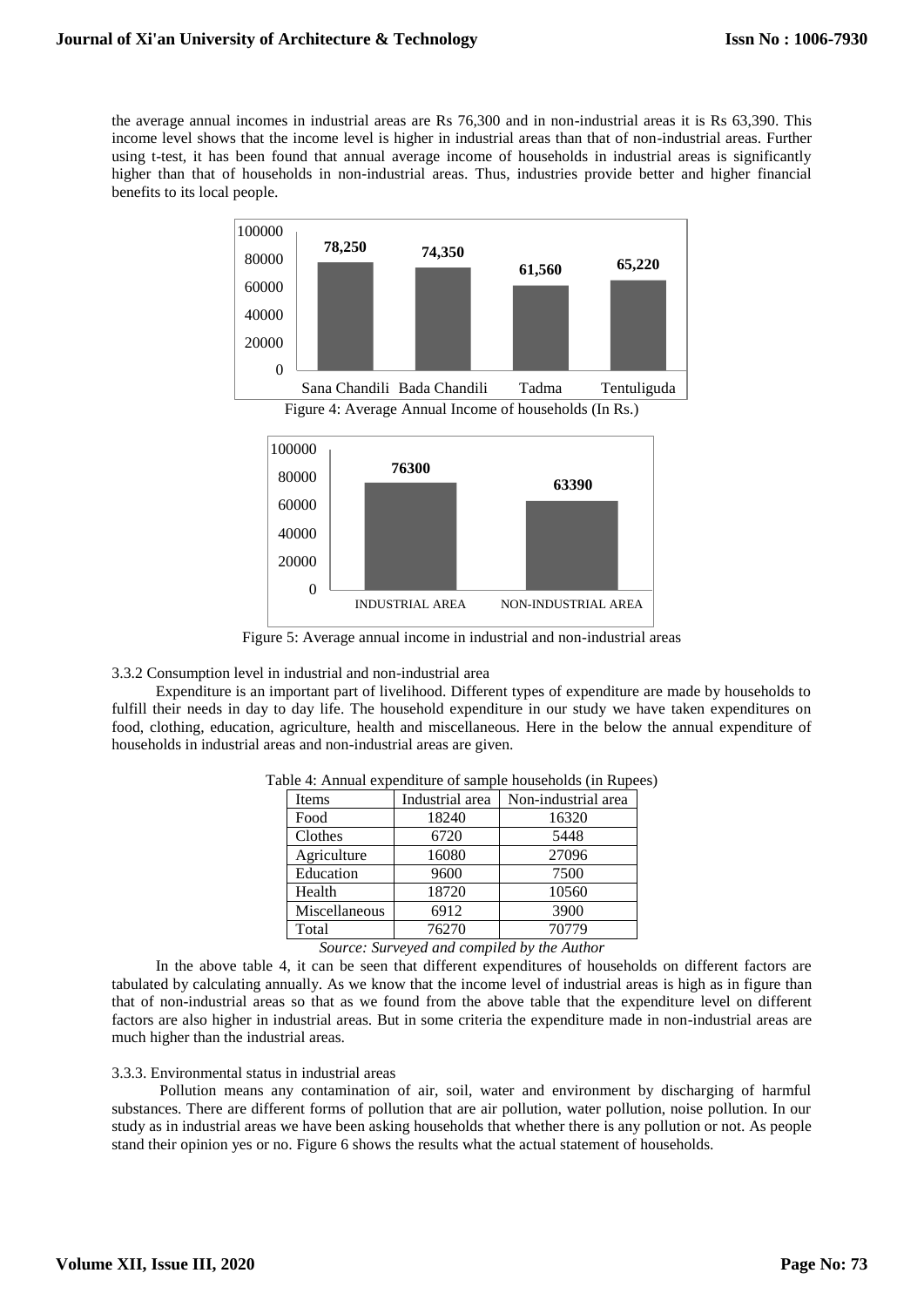the average annual incomes in industrial areas are Rs 76,300 and in non-industrial areas it is Rs 63,390. This income level shows that the income level is higher in industrial areas than that of non-industrial areas. Further using t-test, it has been found that annual average income of households in industrial areas is significantly higher than that of households in non-industrial areas. Thus, industries provide better and higher financial benefits to its local people.

Figure 4: Average Annual Income of households (In Rs.)

Figure 5: Average annual income in industrial and non-industrial areas

3.3.2 Consumption level in industrial and non-industrial area

Expenditure is an important part of livelihood. Different types of expenditure are made by households to fulfill their needs in day to day life. The household expenditure in our study we have taken expenditures on food, clothing, education, agriculture, health and miscellaneous. Here in the below the annual expenditure of households in industrial areas and non-industrial areas are given.

Table 4: Annual expenditure of sample households (in Rupees)

| Items | Industrial area | Non-industrial area |
|---|---|---|
| Food | 18240 | 16320 |
| Clothes | 6720 | 5448 |
| Agriculture | 16080 | 27096 |
| Education | 9600 | 7500 |
| Health | 18720 | 10560 |
| Miscellaneous | 6912 | 3900 |
| Total | 76270 | 70779 |

*Source: Surveyed and compiled by the Author*

In the above table 4, it can be seen that different expenditures of households on different factors are tabulated by calculating annually. As we know that the income level of industrial areas is high as in figure than that of non-industrial areas so that as we found from the above table that the expenditure level on different factors are also higher in industrial areas. But in some criteria the expenditure made in non-industrial areas are much higher than the industrial areas.

3.3.3. Environmental status in industrial areas

Pollution means any contamination of air, soil, water and environment by discharging of harmful substances. There are different forms of pollution that are air pollution, water pollution, noise pollution. In our study as in industrial areas we have been asking households that whether there is any pollution or not. As people stand their opinion yes or no. Figure 6 shows the results what the actual statement of households.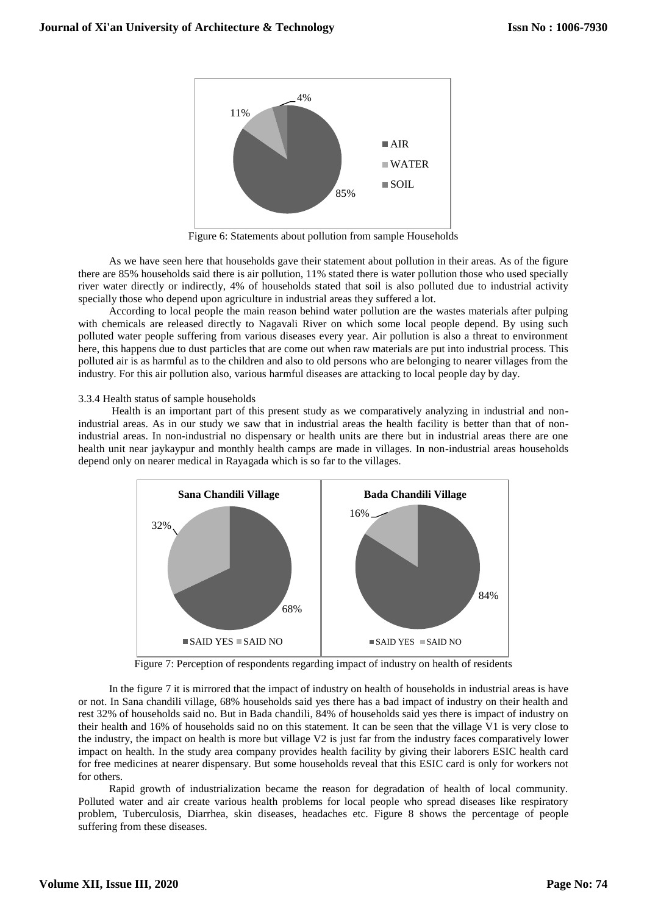Figure 6: Statements about pollution from sample Households

As we have seen here that households gave their statement about pollution in their areas. As of the figure there are 85% households said there is air pollution, 11% stated there is water pollution those who used specially river water directly or indirectly, 4% of households stated that soil is also polluted due to industrial activity specially those who depend upon agriculture in industrial areas they suffered a lot.

According to local people the main reason behind water pollution are the wastes materials after pulping with chemicals are released directly to Nagavali River on which some local people depend. By using such polluted water people suffering from various diseases every year. Air pollution is also a threat to environment here, this happens due to dust particles that are come out when raw materials are put into industrial process. This polluted air is as harmful as to the children and also to old persons who are belonging to nearer villages from the industry. For this air pollution also, various harmful diseases are attacking to local people day by day.

3.3.4 Health status of sample households

Health is an important part of this present study as we comparatively analyzing in industrial and non-industrial areas. As in our study we saw that in industrial areas the health facility is better than that of non-industrial areas. In non-industrial no dispensary or health units are there but in industrial areas there are one health unit near jaykaypur and monthly health camps are made in villages. In non-industrial areas households depend only on nearer medical in Rayagada which is so far to the villages.

Figure 7: Perception of respondents regarding impact of industry on health of residents

In the figure 7 it is mirrored that the impact of industry on health of households in industrial areas is have or not. In Sana chandili village, 68% households said yes there has a bad impact of industry on their health and rest 32% of households said no. But in Bada chandili, 84% of households said yes there is impact of industry on their health and 16% of households said no on this statement. It can be seen that the village V1 is very close to the industry, the impact on health is more but village V2 is just far from the industry faces comparatively lower impact on health. In the study area company provides health facility by giving their laborers ESIC health card for free medicines at nearer dispensary. But some households reveal that this ESIC card is only for workers not for others.

Rapid growth of industrialization became the reason for degradation of health of local community. Polluted water and air create various health problems for local people who spread diseases like respiratory problem, Tuberculosis, Diarrhea, skin diseases, headaches etc. Figure 8 shows the percentage of people suffering from these diseases.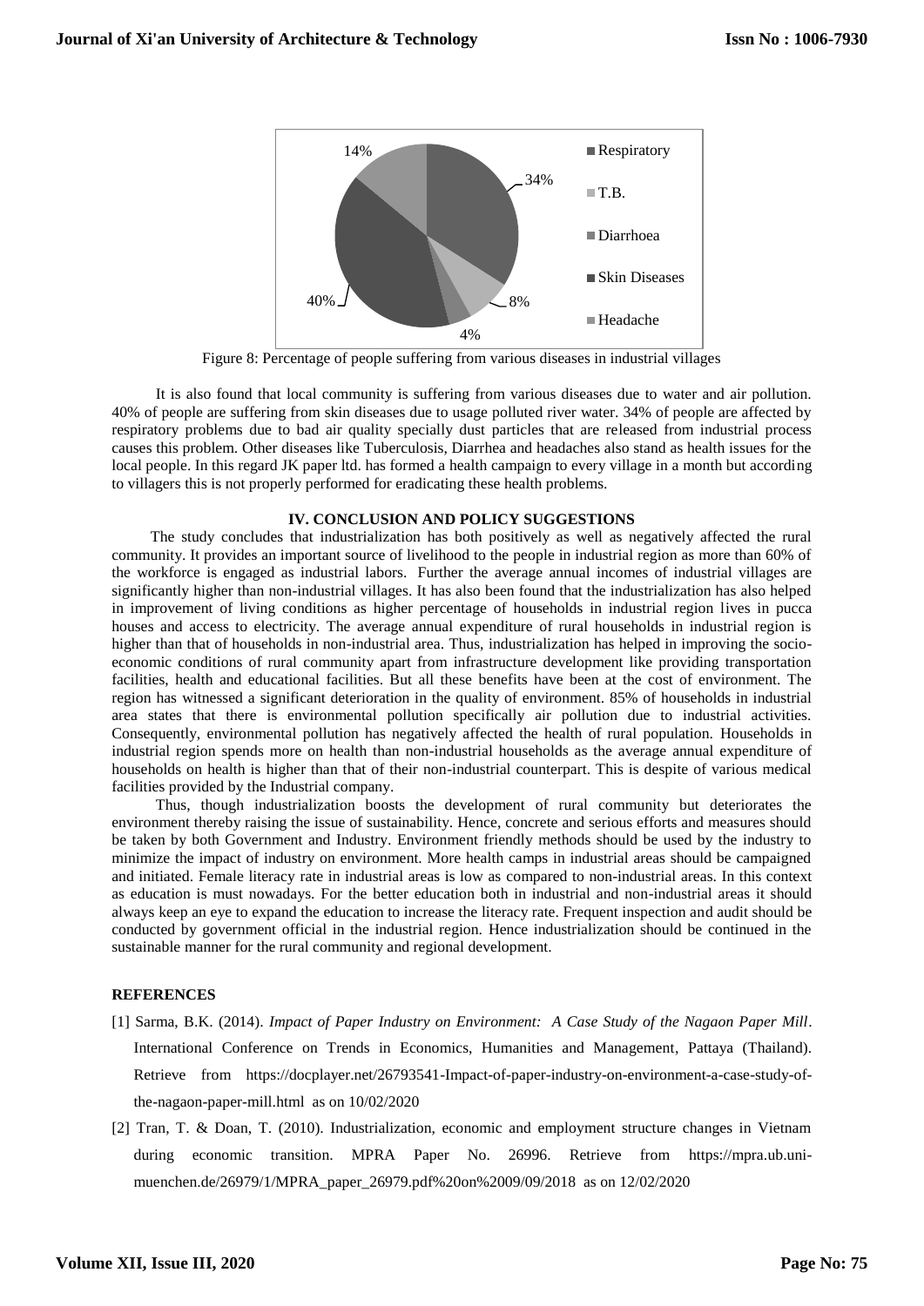Figure 8: Percentage of people suffering from various diseases in industrial villages

It is also found that local community is suffering from various diseases due to water and air pollution. 40% of people are suffering from skin diseases due to usage polluted river water. 34% of people are affected by respiratory problems due to bad air quality specially dust particles that are released from industrial process causes this problem. Other diseases like Tuberculosis, Diarrhea and headaches also stand as health issues for the local people. In this regard JK paper ltd. has formed a health campaign to every village in a month but according to villagers this is not properly performed for eradicating these health problems.

## IV. CONCLUSION AND POLICY SUGGESTIONS

The study concludes that industrialization has both positively as well as negatively affected the rural community. It provides an important source of livelihood to the people in industrial region as more than 60% of the workforce is engaged as industrial labors. Further the average annual incomes of industrial villages are significantly higher than non-industrial villages. It has also been found that the industrialization has also helped in improvement of living conditions as higher percentage of households in industrial region lives in pucca houses and access to electricity. The average annual expenditure of rural households in industrial region is higher than that of households in non-industrial area. Thus, industrialization has helped in improving the socio-economic conditions of rural community apart from infrastructure development like providing transportation facilities, health and educational facilities. But all these benefits have been at the cost of environment. The region has witnessed a significant deterioration in the quality of environment. 85% of households in industrial area states that there is environmental pollution specifically air pollution due to industrial activities. Consequently, environmental pollution has negatively affected the health of rural population. Households in industrial region spends more on health than non-industrial households as the average annual expenditure of households on health is higher than that of their non-industrial counterpart. This is despite of various medical facilities provided by the Industrial company.

Thus, though industrialization boosts the development of rural community but deteriorates the environment thereby raising the issue of sustainability. Hence, concrete and serious efforts and measures should be taken by both Government and Industry. Environment friendly methods should be used by the industry to minimize the impact of industry on environment. More health camps in industrial areas should be campaigned and initiated. Female literacy rate in industrial areas is low as compared to non-industrial areas. In this context as education is must nowadays. For the better education both in industrial and non-industrial areas it should always keep an eye to expand the education to increase the literacy rate. Frequent inspection and audit should be conducted by government official in the industrial region. Hence industrialization should be continued in the sustainable manner for the rural community and regional development.

## REFERENCES

[1] Sarma, B.K. (2014). *Impact of Paper Industry on Environment: A Case Study of the Nagaon Paper Mill*. International Conference on Trends in Economics, Humanities and Management, Pattaya (Thailand). Retrieve from https://docplayer.net/26793541-Impact-of-paper-industry-on-environment-a-case-study-of-the-nagaon-paper-mill.html as on 10/02/2020

[2] Tran, T. & Doan, T. (2010). Industrialization, economic and employment structure changes in Vietnam during economic transition. MPRA Paper No. 26996. Retrieve from https://mpra.ub.uni-muenchen.de/26979/1/MPRA_paper_26979.pdf%20on%2009/09/2018 as on 12/02/2020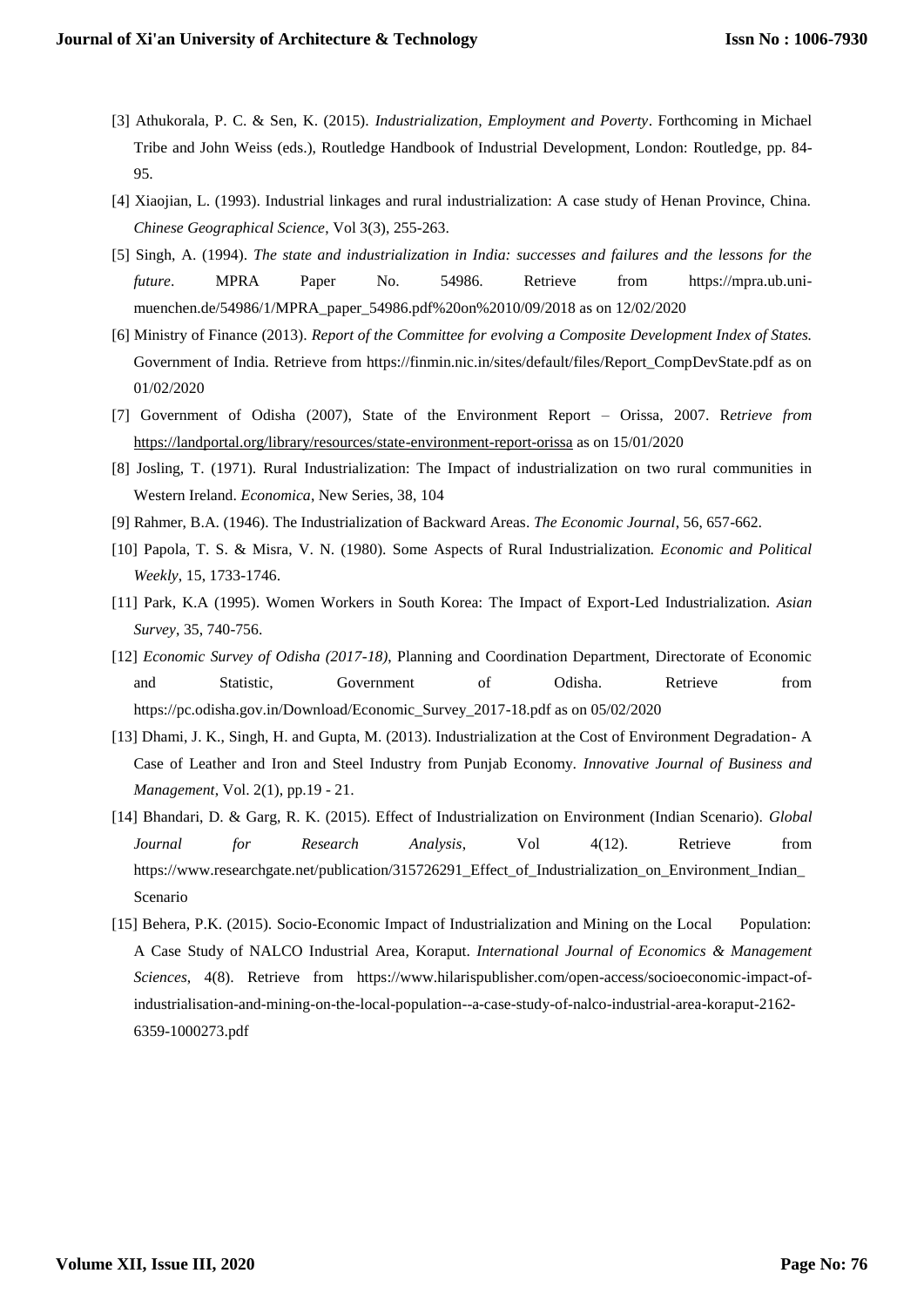[3] Athukorala, P. C. & Sen, K. (2015). *Industrialization, Employment and Poverty*. Forthcoming in Michael Tribe and John Weiss (eds.), Routledge Handbook of Industrial Development, London: Routledge, pp. 84-95.

[4] Xiaojian, L. (1993). Industrial linkages and rural industrialization: A case study of Henan Province, China. *Chinese Geographical Science*, Vol 3(3), 255-263.

[5] Singh, A. (1994). *The state and industrialization in India: successes and failures and the lessons for the future*. MPRA Paper No. 54986. Retrieve from https://mpra.ub.uni-muenchen.de/54986/1/MPRA_paper_54986.pdf%20on%2010/09/2018 as on 12/02/2020

[6] Ministry of Finance (2013). *Report of the Committee for evolving a Composite Development Index of States.* Government of India. Retrieve from https://finmin.nic.in/sites/default/files/Report_CompDevState.pdf as on 01/02/2020

[7] Government of Odisha (2007), State of the Environment Report – Orissa, 2007. R*etrieve from* https://landportal.org/library/resources/state-environment-report-orissa as on 15/01/2020

[8] Josling, T. (1971). Rural Industrialization: The Impact of industrialization on two rural communities in Western Ireland. *Economica*, New Series, 38, 104

[9] Rahmer, B.A. (1946). The Industrialization of Backward Areas. *The Economic Journal*, 56, 657-662.

[10] Papola, T. S. & Misra, V. N. (1980). Some Aspects of Rural Industrialization. *Economic and Political Weekly*, 15, 1733-1746.

[11] Park, K.A (1995). Women Workers in South Korea: The Impact of Export-Led Industrialization. *Asian Survey*, 35, 740-756.

[12] *Economic Survey of Odisha (2017-18)*, Planning and Coordination Department, Directorate of Economic and Statistic, Government of Odisha. Retrieve from https://pc.odisha.gov.in/Download/Economic_Survey_2017-18.pdf as on 05/02/2020

[13] Dhami, J. K., Singh, H. and Gupta, M. (2013). Industrialization at the Cost of Environment Degradation- A Case of Leather and Iron and Steel Industry from Punjab Economy. *Innovative Journal of Business and Management*, Vol. 2(1), pp.19 - 21.

[14] Bhandari, D. & Garg, R. K. (2015). Effect of Industrialization on Environment (Indian Scenario). *Global Journal for Research Analysis*, Vol 4(12). Retrieve from https://www.researchgate.net/publication/315726291_Effect_of_Industrialization_on_Environment_Indian_Scenario

[15] Behera, P.K. (2015). Socio-Economic Impact of Industrialization and Mining on the Local Population: A Case Study of NALCO Industrial Area, Koraput. *International Journal of Economics & Management Sciences*, 4(8). Retrieve from https://www.hilarispublisher.com/open-access/socioeconomic-impact-of-industrialisation-and-mining-on-the-local-population--a-case-study-of-nalco-industrial-area-koraput-2162-6359-1000273.pdf